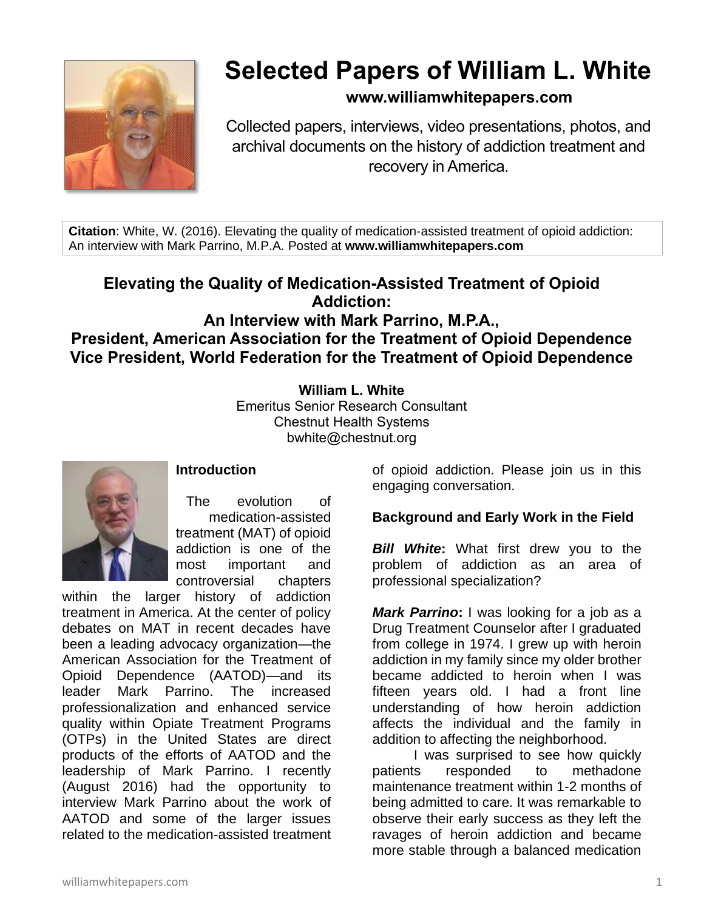# Selected Papers of William L. White

**www.williamwhitepapers.com**

Collected papers, interviews, video presentations, photos, and archival documents on the history of addiction treatment and recovery in America.

**Citation**: White, W. (2016). Elevating the quality of medication-assisted treatment of opioid addiction: An interview with Mark Parrino, M.P.A. Posted at **www.williamwhitepapers.com**

## Elevating the Quality of Medication-Assisted Treatment of Opioid Addiction: An Interview with Mark Parrino, M.P.A., President, American Association for the Treatment of Opioid Dependence Vice President, World Federation for the Treatment of Opioid Dependence

**William L. White**
Emeritus Senior Research Consultant
Chestnut Health Systems
bwhite@chestnut.org

### Introduction

The evolution of medication-assisted treatment (MAT) of opioid addiction is one of the most important and controversial chapters within the larger history of addiction treatment in America. At the center of policy debates on MAT in recent decades have been a leading advocacy organization—the American Association for the Treatment of Opioid Dependence (AATOD)—and its leader Mark Parrino. The increased professionalization and enhanced service quality within Opiate Treatment Programs (OTPs) in the United States are direct products of the efforts of AATOD and the leadership of Mark Parrino. I recently (August 2016) had the opportunity to interview Mark Parrino about the work of AATOD and some of the larger issues related to the medication-assisted treatment of opioid addiction. Please join us in this engaging conversation.

### Background and Early Work in the Field

***Bill White*****:** What first drew you to the problem of addiction as an area of professional specialization?

***Mark Parrino*****:** I was looking for a job as a Drug Treatment Counselor after I graduated from college in 1974. I grew up with heroin addiction in my family since my older brother became addicted to heroin when I was fifteen years old. I had a front line understanding of how heroin addiction affects the individual and the family in addition to affecting the neighborhood.

I was surprised to see how quickly patients responded to methadone maintenance treatment within 1-2 months of being admitted to care. It was remarkable to observe their early success as they left the ravages of heroin addiction and became more stable through a balanced medication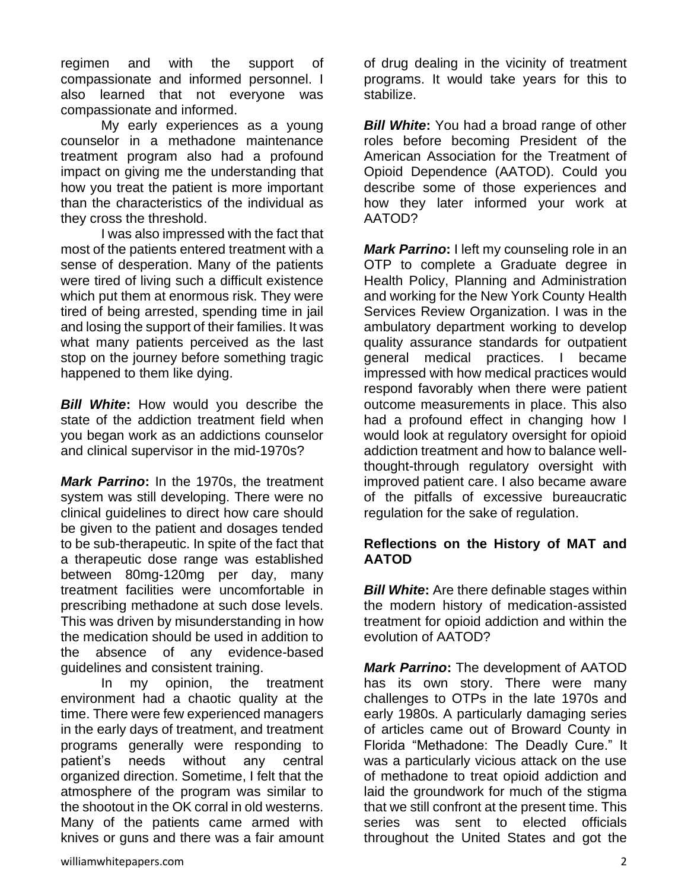regimen and with the support of compassionate and informed personnel. I also learned that not everyone was compassionate and informed.

My early experiences as a young counselor in a methadone maintenance treatment program also had a profound impact on giving me the understanding that how you treat the patient is more important than the characteristics of the individual as they cross the threshold.

I was also impressed with the fact that most of the patients entered treatment with a sense of desperation. Many of the patients were tired of living such a difficult existence which put them at enormous risk. They were tired of being arrested, spending time in jail and losing the support of their families. It was what many patients perceived as the last stop on the journey before something tragic happened to them like dying.

***Bill White*:** How would you describe the state of the addiction treatment field when you began work as an addictions counselor and clinical supervisor in the mid-1970s?

***Mark Parrino*:** In the 1970s, the treatment system was still developing. There were no clinical guidelines to direct how care should be given to the patient and dosages tended to be sub-therapeutic. In spite of the fact that a therapeutic dose range was established between 80mg-120mg per day, many treatment facilities were uncomfortable in prescribing methadone at such dose levels. This was driven by misunderstanding in how the medication should be used in addition to the absence of any evidence-based guidelines and consistent training.

In my opinion, the treatment environment had a chaotic quality at the time. There were few experienced managers in the early days of treatment, and treatment programs generally were responding to patient's needs without any central organized direction. Sometime, I felt that the atmosphere of the program was similar to the shootout in the OK corral in old westerns. Many of the patients came armed with knives or guns and there was a fair amount of drug dealing in the vicinity of treatment programs. It would take years for this to stabilize.

***Bill White*:** You had a broad range of other roles before becoming President of the American Association for the Treatment of Opioid Dependence (AATOD). Could you describe some of those experiences and how they later informed your work at AATOD?

***Mark Parrino*:** I left my counseling role in an OTP to complete a Graduate degree in Health Policy, Planning and Administration and working for the New York County Health Services Review Organization. I was in the ambulatory department working to develop quality assurance standards for outpatient general medical practices. I became impressed with how medical practices would respond favorably when there were patient outcome measurements in place. This also had a profound effect in changing how I would look at regulatory oversight for opioid addiction treatment and how to balance well-thought-through regulatory oversight with improved patient care. I also became aware of the pitfalls of excessive bureaucratic regulation for the sake of regulation.

## Reflections on the History of MAT and AATOD

***Bill White*:** Are there definable stages within the modern history of medication-assisted treatment for opioid addiction and within the evolution of AATOD?

***Mark Parrino*:** The development of AATOD has its own story. There were many challenges to OTPs in the late 1970s and early 1980s. A particularly damaging series of articles came out of Broward County in Florida "Methadone: The Deadly Cure." It was a particularly vicious attack on the use of methadone to treat opioid addiction and laid the groundwork for much of the stigma that we still confront at the present time. This series was sent to elected officials throughout the United States and got the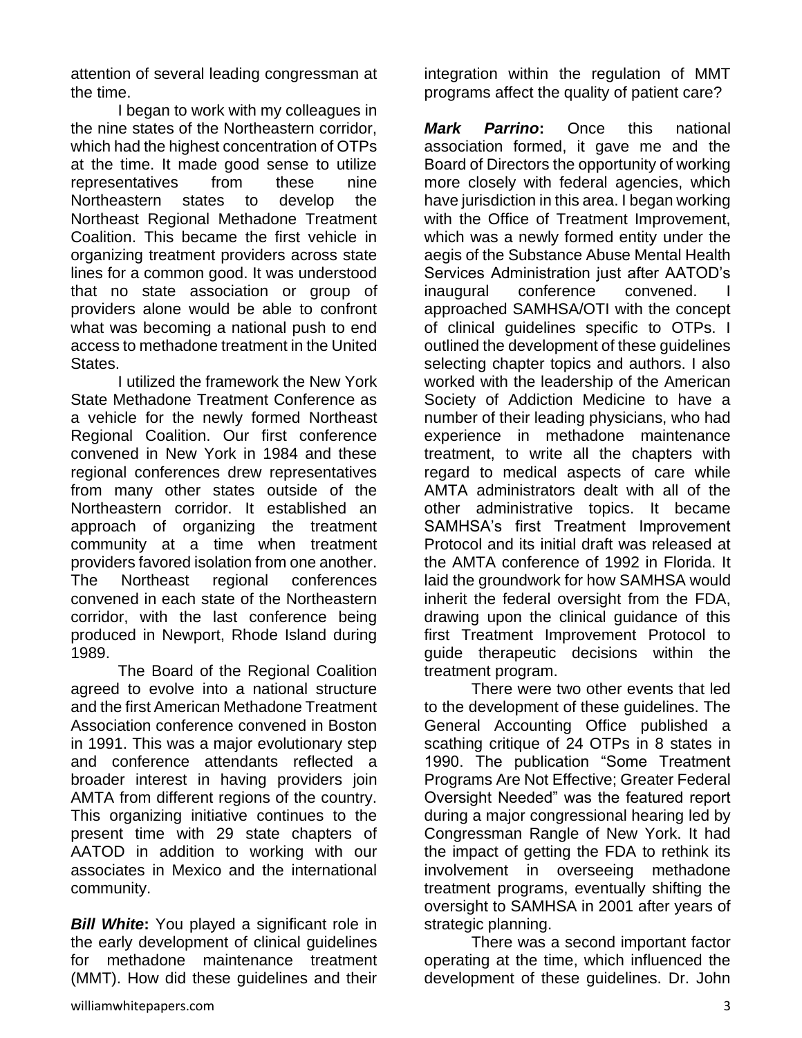attention of several leading congressman at the time.

I began to work with my colleagues in the nine states of the Northeastern corridor, which had the highest concentration of OTPs at the time. It made good sense to utilize representatives from these nine Northeastern states to develop the Northeast Regional Methadone Treatment Coalition. This became the first vehicle in organizing treatment providers across state lines for a common good. It was understood that no state association or group of providers alone would be able to confront what was becoming a national push to end access to methadone treatment in the United States.

I utilized the framework the New York State Methadone Treatment Conference as a vehicle for the newly formed Northeast Regional Coalition. Our first conference convened in New York in 1984 and these regional conferences drew representatives from many other states outside of the Northeastern corridor. It established an approach of organizing the treatment community at a time when treatment providers favored isolation from one another. The Northeast regional conferences convened in each state of the Northeastern corridor, with the last conference being produced in Newport, Rhode Island during 1989.

The Board of the Regional Coalition agreed to evolve into a national structure and the first American Methadone Treatment Association conference convened in Boston in 1991. This was a major evolutionary step and conference attendants reflected a broader interest in having providers join AMTA from different regions of the country. This organizing initiative continues to the present time with 29 state chapters of AATOD in addition to working with our associates in Mexico and the international community.

***Bill White*:** You played a significant role in the early development of clinical guidelines for methadone maintenance treatment (MMT). How did these guidelines and their integration within the regulation of MMT programs affect the quality of patient care?

***Mark Parrino*:** Once this national association formed, it gave me and the Board of Directors the opportunity of working more closely with federal agencies, which have jurisdiction in this area. I began working with the Office of Treatment Improvement, which was a newly formed entity under the aegis of the Substance Abuse Mental Health Services Administration just after AATOD's inaugural conference convened. I approached SAMHSA/OTI with the concept of clinical guidelines specific to OTPs. I outlined the development of these guidelines selecting chapter topics and authors. I also worked with the leadership of the American Society of Addiction Medicine to have a number of their leading physicians, who had experience in methadone maintenance treatment, to write all the chapters with regard to medical aspects of care while AMTA administrators dealt with all of the other administrative topics. It became SAMHSA's first Treatment Improvement Protocol and its initial draft was released at the AMTA conference of 1992 in Florida. It laid the groundwork for how SAMHSA would inherit the federal oversight from the FDA, drawing upon the clinical guidance of this first Treatment Improvement Protocol to guide therapeutic decisions within the treatment program.

There were two other events that led to the development of these guidelines. The General Accounting Office published a scathing critique of 24 OTPs in 8 states in 1990. The publication "Some Treatment Programs Are Not Effective; Greater Federal Oversight Needed" was the featured report during a major congressional hearing led by Congressman Rangle of New York. It had the impact of getting the FDA to rethink its involvement in overseeing methadone treatment programs, eventually shifting the oversight to SAMHSA in 2001 after years of strategic planning.

There was a second important factor operating at the time, which influenced the development of these guidelines. Dr. John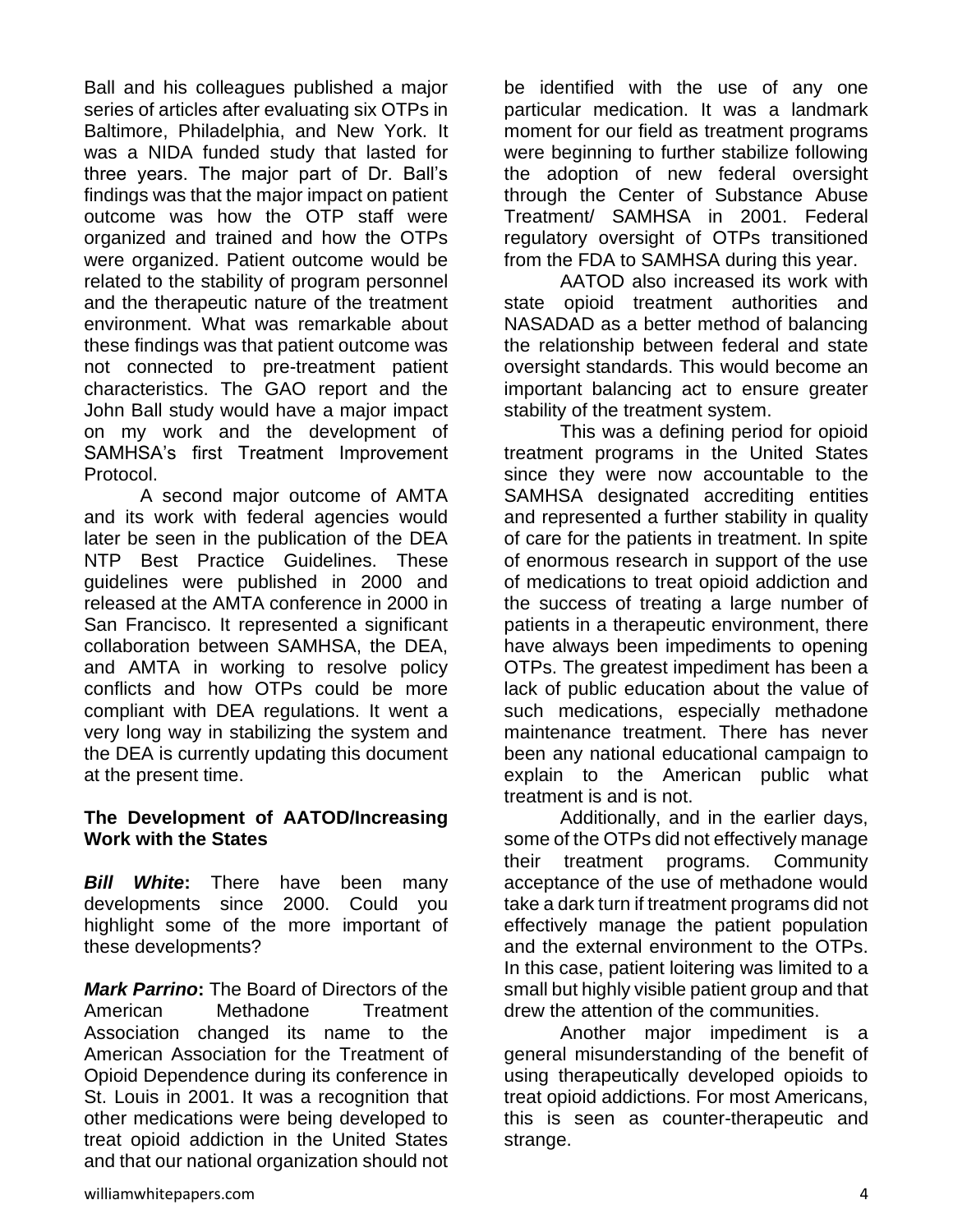Ball and his colleagues published a major series of articles after evaluating six OTPs in Baltimore, Philadelphia, and New York. It was a NIDA funded study that lasted for three years. The major part of Dr. Ball's findings was that the major impact on patient outcome was how the OTP staff were organized and trained and how the OTPs were organized. Patient outcome would be related to the stability of program personnel and the therapeutic nature of the treatment environment. What was remarkable about these findings was that patient outcome was not connected to pre-treatment patient characteristics. The GAO report and the John Ball study would have a major impact on my work and the development of SAMHSA's first Treatment Improvement Protocol.

A second major outcome of AMTA and its work with federal agencies would later be seen in the publication of the DEA NTP Best Practice Guidelines. These guidelines were published in 2000 and released at the AMTA conference in 2000 in San Francisco. It represented a significant collaboration between SAMHSA, the DEA, and AMTA in working to resolve policy conflicts and how OTPs could be more compliant with DEA regulations. It went a very long way in stabilizing the system and the DEA is currently updating this document at the present time.

**The Development of AATOD/Increasing Work with the States**

***Bill White*:** There have been many developments since 2000. Could you highlight some of the more important of these developments?

***Mark Parrino*:** The Board of Directors of the American Methadone Treatment Association changed its name to the American Association for the Treatment of Opioid Dependence during its conference in St. Louis in 2001. It was a recognition that other medications were being developed to treat opioid addiction in the United States and that our national organization should not be identified with the use of any one particular medication. It was a landmark moment for our field as treatment programs were beginning to further stabilize following the adoption of new federal oversight through the Center of Substance Abuse Treatment/ SAMHSA in 2001. Federal regulatory oversight of OTPs transitioned from the FDA to SAMHSA during this year.

AATOD also increased its work with state opioid treatment authorities and NASADAD as a better method of balancing the relationship between federal and state oversight standards. This would become an important balancing act to ensure greater stability of the treatment system.

This was a defining period for opioid treatment programs in the United States since they were now accountable to the SAMHSA designated accrediting entities and represented a further stability in quality of care for the patients in treatment. In spite of enormous research in support of the use of medications to treat opioid addiction and the success of treating a large number of patients in a therapeutic environment, there have always been impediments to opening OTPs. The greatest impediment has been a lack of public education about the value of such medications, especially methadone maintenance treatment. There has never been any national educational campaign to explain to the American public what treatment is and is not.

Additionally, and in the earlier days, some of the OTPs did not effectively manage their treatment programs. Community acceptance of the use of methadone would take a dark turn if treatment programs did not effectively manage the patient population and the external environment to the OTPs. In this case, patient loitering was limited to a small but highly visible patient group and that drew the attention of the communities.

Another major impediment is a general misunderstanding of the benefit of using therapeutically developed opioids to treat opioid addictions. For most Americans, this is seen as counter-therapeutic and strange.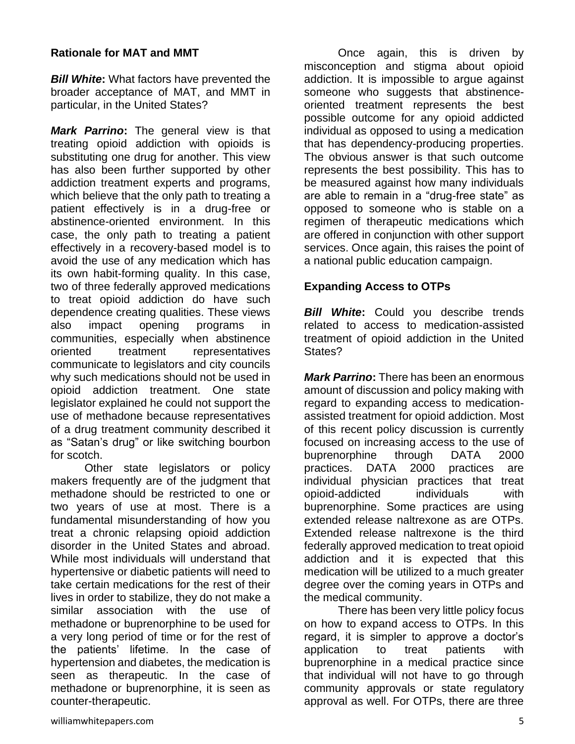## Rationale for MAT and MMT

***Bill White*:** What factors have prevented the broader acceptance of MAT, and MMT in particular, in the United States?

***Mark Parrino*:** The general view is that treating opioid addiction with opioids is substituting one drug for another. This view has also been further supported by other addiction treatment experts and programs, which believe that the only path to treating a patient effectively is in a drug-free or abstinence-oriented environment. In this case, the only path to treating a patient effectively in a recovery-based model is to avoid the use of any medication which has its own habit-forming quality. In this case, two of three federally approved medications to treat opioid addiction do have such dependence creating qualities. These views also impact opening programs in communities, especially when abstinence oriented treatment representatives communicate to legislators and city councils why such medications should not be used in opioid addiction treatment. One state legislator explained he could not support the use of methadone because representatives of a drug treatment community described it as "Satan's drug" or like switching bourbon for scotch.

Other state legislators or policy makers frequently are of the judgment that methadone should be restricted to one or two years of use at most. There is a fundamental misunderstanding of how you treat a chronic relapsing opioid addiction disorder in the United States and abroad. While most individuals will understand that hypertensive or diabetic patients will need to take certain medications for the rest of their lives in order to stabilize, they do not make a similar association with the use of methadone or buprenorphine to be used for a very long period of time or for the rest of the patients' lifetime. In the case of hypertension and diabetes, the medication is seen as therapeutic. In the case of methadone or buprenorphine, it is seen as counter-therapeutic.

Once again, this is driven by misconception and stigma about opioid addiction. It is impossible to argue against someone who suggests that abstinence-oriented treatment represents the best possible outcome for any opioid addicted individual as opposed to using a medication that has dependency-producing properties. The obvious answer is that such outcome represents the best possibility. This has to be measured against how many individuals are able to remain in a "drug-free state" as opposed to someone who is stable on a regimen of therapeutic medications which are offered in conjunction with other support services. Once again, this raises the point of a national public education campaign.

## Expanding Access to OTPs

***Bill White*:** Could you describe trends related to access to medication-assisted treatment of opioid addiction in the United States?

***Mark Parrino*:** There has been an enormous amount of discussion and policy making with regard to expanding access to medication-assisted treatment for opioid addiction. Most of this recent policy discussion is currently focused on increasing access to the use of buprenorphine through DATA 2000 practices. DATA 2000 practices are individual physician practices that treat opioid-addicted individuals with buprenorphine. Some practices are using extended release naltrexone as are OTPs. Extended release naltrexone is the third federally approved medication to treat opioid addiction and it is expected that this medication will be utilized to a much greater degree over the coming years in OTPs and the medical community.

There has been very little policy focus on how to expand access to OTPs. In this regard, it is simpler to approve a doctor's application to treat patients with buprenorphine in a medical practice since that individual will not have to go through community approvals or state regulatory approval as well. For OTPs, there are three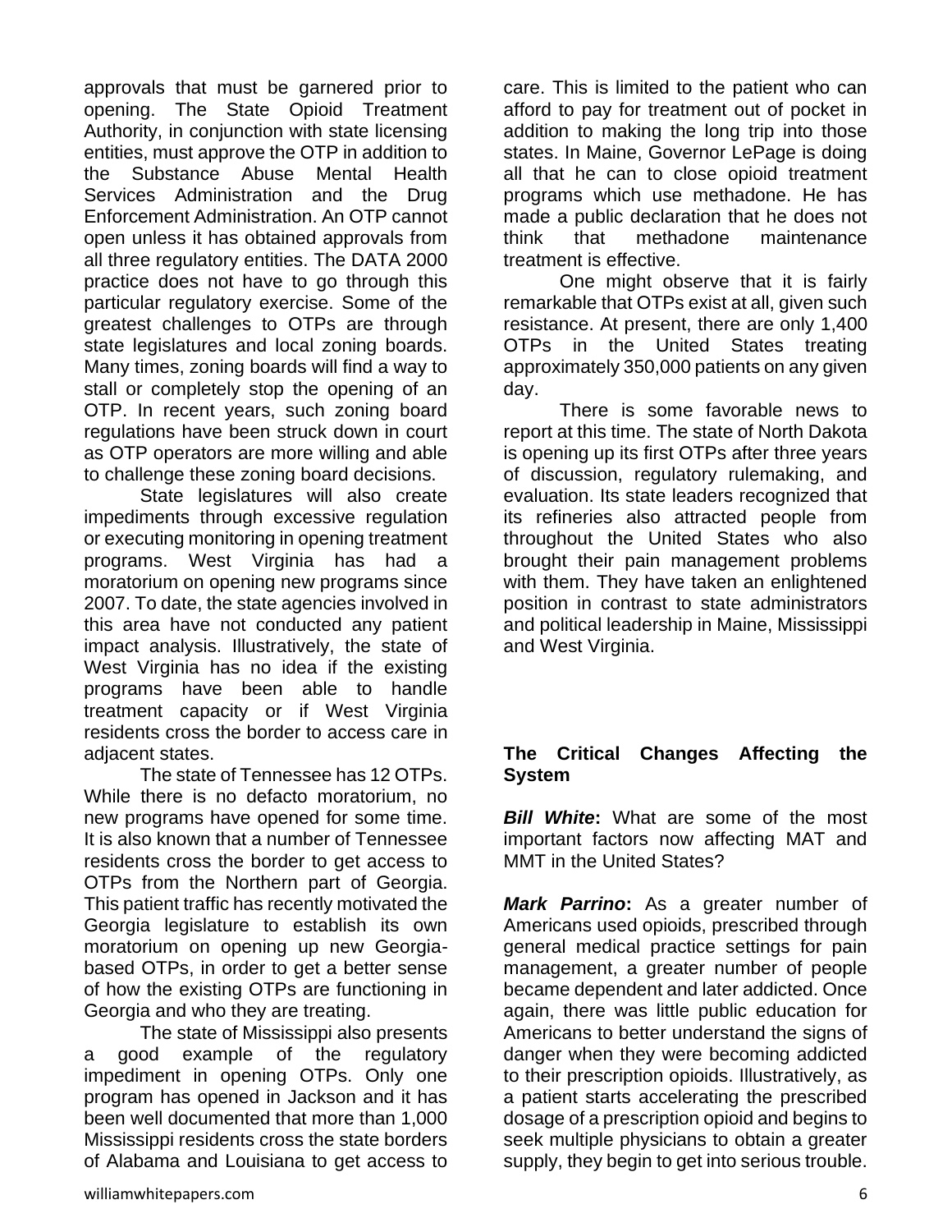approvals that must be garnered prior to opening. The State Opioid Treatment Authority, in conjunction with state licensing entities, must approve the OTP in addition to the Substance Abuse Mental Health Services Administration and the Drug Enforcement Administration. An OTP cannot open unless it has obtained approvals from all three regulatory entities. The DATA 2000 practice does not have to go through this particular regulatory exercise. Some of the greatest challenges to OTPs are through state legislatures and local zoning boards. Many times, zoning boards will find a way to stall or completely stop the opening of an OTP. In recent years, such zoning board regulations have been struck down in court as OTP operators are more willing and able to challenge these zoning board decisions.

State legislatures will also create impediments through excessive regulation or executing monitoring in opening treatment programs. West Virginia has had a moratorium on opening new programs since 2007. To date, the state agencies involved in this area have not conducted any patient impact analysis. Illustratively, the state of West Virginia has no idea if the existing programs have been able to handle treatment capacity or if West Virginia residents cross the border to access care in adjacent states.

The state of Tennessee has 12 OTPs. While there is no defacto moratorium, no new programs have opened for some time. It is also known that a number of Tennessee residents cross the border to get access to OTPs from the Northern part of Georgia. This patient traffic has recently motivated the Georgia legislature to establish its own moratorium on opening up new Georgia-based OTPs, in order to get a better sense of how the existing OTPs are functioning in Georgia and who they are treating.

The state of Mississippi also presents a good example of the regulatory impediment in opening OTPs. Only one program has opened in Jackson and it has been well documented that more than 1,000 Mississippi residents cross the state borders of Alabama and Louisiana to get access to care. This is limited to the patient who can afford to pay for treatment out of pocket in addition to making the long trip into those states. In Maine, Governor LePage is doing all that he can to close opioid treatment programs which use methadone. He has made a public declaration that he does not think that methadone maintenance treatment is effective.

One might observe that it is fairly remarkable that OTPs exist at all, given such resistance. At present, there are only 1,400 OTPs in the United States treating approximately 350,000 patients on any given day.

There is some favorable news to report at this time. The state of North Dakota is opening up its first OTPs after three years of discussion, regulatory rulemaking, and evaluation. Its state leaders recognized that its refineries also attracted people from throughout the United States who also brought their pain management problems with them. They have taken an enlightened position in contrast to state administrators and political leadership in Maine, Mississippi and West Virginia.

## The Critical Changes Affecting the System

***Bill White*:** What are some of the most important factors now affecting MAT and MMT in the United States?

***Mark Parrino*:** As a greater number of Americans used opioids, prescribed through general medical practice settings for pain management, a greater number of people became dependent and later addicted. Once again, there was little public education for Americans to better understand the signs of danger when they were becoming addicted to their prescription opioids. Illustratively, as a patient starts accelerating the prescribed dosage of a prescription opioid and begins to seek multiple physicians to obtain a greater supply, they begin to get into serious trouble.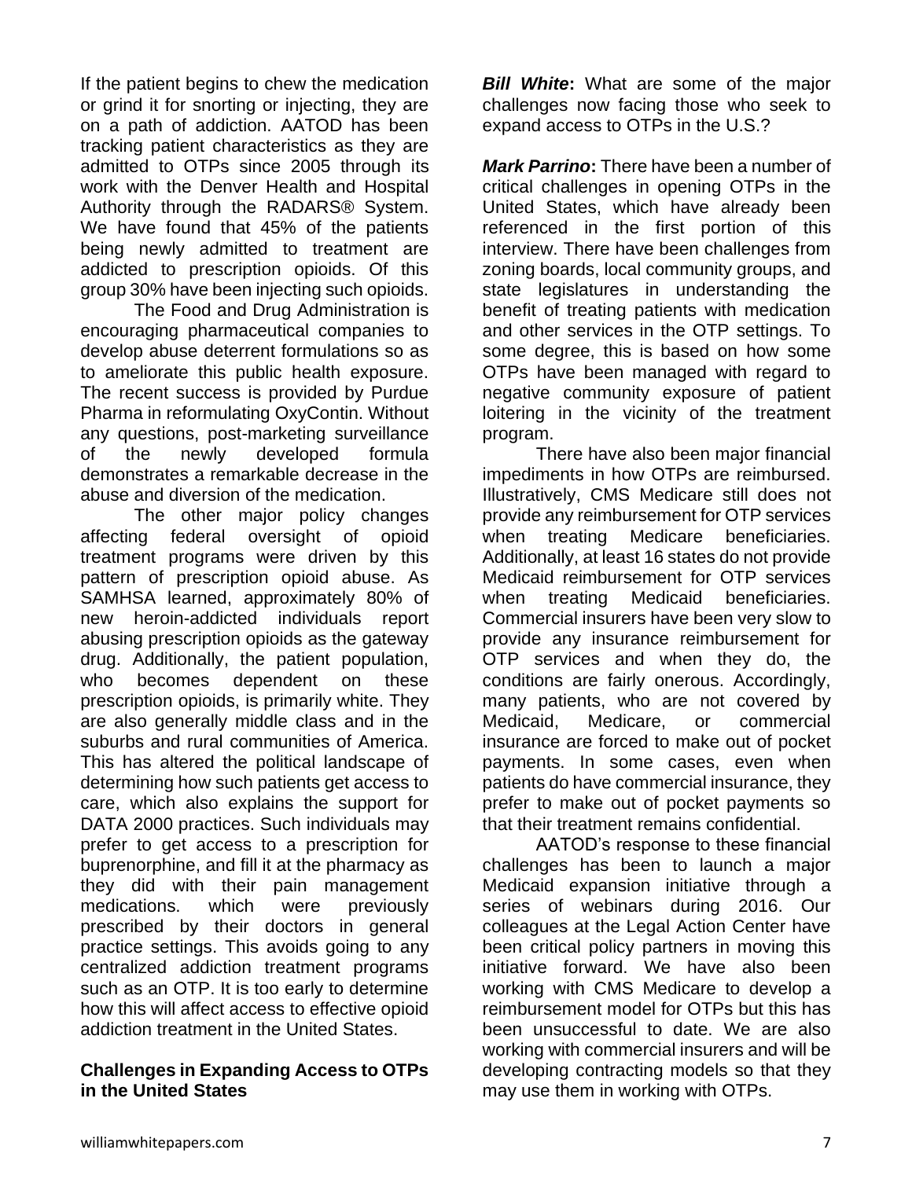If the patient begins to chew the medication or grind it for snorting or injecting, they are on a path of addiction. AATOD has been tracking patient characteristics as they are admitted to OTPs since 2005 through its work with the Denver Health and Hospital Authority through the RADARS® System. We have found that 45% of the patients being newly admitted to treatment are addicted to prescription opioids. Of this group 30% have been injecting such opioids.

The Food and Drug Administration is encouraging pharmaceutical companies to develop abuse deterrent formulations so as to ameliorate this public health exposure. The recent success is provided by Purdue Pharma in reformulating OxyContin. Without any questions, post-marketing surveillance of the newly developed formula demonstrates a remarkable decrease in the abuse and diversion of the medication.

The other major policy changes affecting federal oversight of opioid treatment programs were driven by this pattern of prescription opioid abuse. As SAMHSA learned, approximately 80% of new heroin-addicted individuals report abusing prescription opioids as the gateway drug. Additionally, the patient population, who becomes dependent on these prescription opioids, is primarily white. They are also generally middle class and in the suburbs and rural communities of America. This has altered the political landscape of determining how such patients get access to care, which also explains the support for DATA 2000 practices. Such individuals may prefer to get access to a prescription for buprenorphine, and fill it at the pharmacy as they did with their pain management medications. which were previously prescribed by their doctors in general practice settings. This avoids going to any centralized addiction treatment programs such as an OTP. It is too early to determine how this will affect access to effective opioid addiction treatment in the United States.

## Challenges in Expanding Access to OTPs in the United States

***Bill White*:** What are some of the major challenges now facing those who seek to expand access to OTPs in the U.S.?

***Mark Parrino*:** There have been a number of critical challenges in opening OTPs in the United States, which have already been referenced in the first portion of this interview. There have been challenges from zoning boards, local community groups, and state legislatures in understanding the benefit of treating patients with medication and other services in the OTP settings. To some degree, this is based on how some OTPs have been managed with regard to negative community exposure of patient loitering in the vicinity of the treatment program.

There have also been major financial impediments in how OTPs are reimbursed. Illustratively, CMS Medicare still does not provide any reimbursement for OTP services when treating Medicare beneficiaries. Additionally, at least 16 states do not provide Medicaid reimbursement for OTP services when treating Medicaid beneficiaries. Commercial insurers have been very slow to provide any insurance reimbursement for OTP services and when they do, the conditions are fairly onerous. Accordingly, many patients, who are not covered by Medicaid, Medicare, or commercial insurance are forced to make out of pocket payments. In some cases, even when patients do have commercial insurance, they prefer to make out of pocket payments so that their treatment remains confidential.

AATOD's response to these financial challenges has been to launch a major Medicaid expansion initiative through a series of webinars during 2016. Our colleagues at the Legal Action Center have been critical policy partners in moving this initiative forward. We have also been working with CMS Medicare to develop a reimbursement model for OTPs but this has been unsuccessful to date. We are also working with commercial insurers and will be developing contracting models so that they may use them in working with OTPs.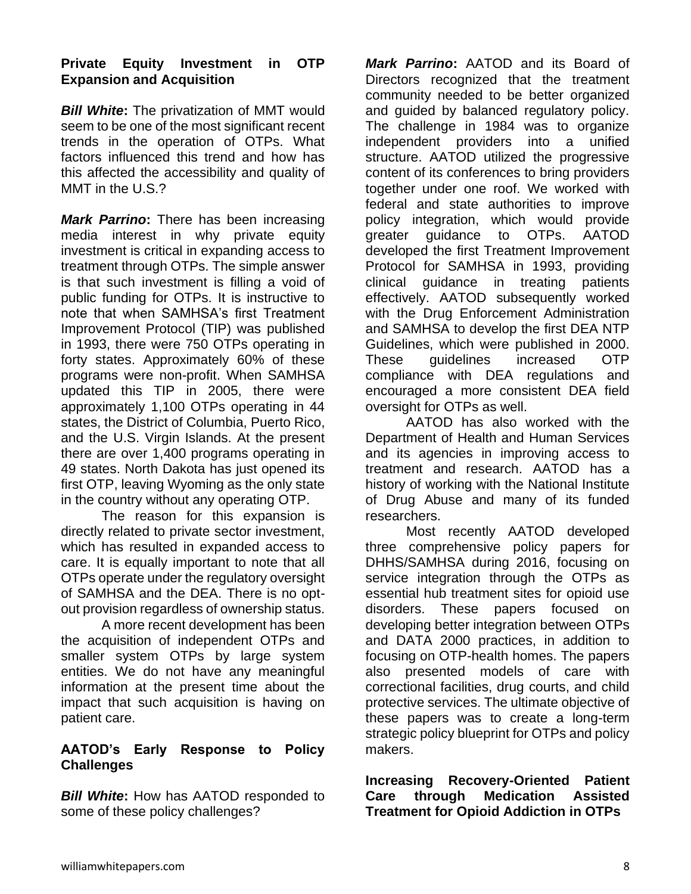### Private Equity Investment in OTP Expansion and Acquisition

***Bill White*:** The privatization of MMT would seem to be one of the most significant recent trends in the operation of OTPs. What factors influenced this trend and how has this affected the accessibility and quality of MMT in the U.S.?

***Mark Parrino*:** There has been increasing media interest in why private equity investment is critical in expanding access to treatment through OTPs. The simple answer is that such investment is filling a void of public funding for OTPs. It is instructive to note that when SAMHSA's first Treatment Improvement Protocol (TIP) was published in 1993, there were 750 OTPs operating in forty states. Approximately 60% of these programs were non-profit. When SAMHSA updated this TIP in 2005, there were approximately 1,100 OTPs operating in 44 states, the District of Columbia, Puerto Rico, and the U.S. Virgin Islands. At the present there are over 1,400 programs operating in 49 states. North Dakota has just opened its first OTP, leaving Wyoming as the only state in the country without any operating OTP.

The reason for this expansion is directly related to private sector investment, which has resulted in expanded access to care. It is equally important to note that all OTPs operate under the regulatory oversight of SAMHSA and the DEA. There is no opt-out provision regardless of ownership status.

A more recent development has been the acquisition of independent OTPs and smaller system OTPs by large system entities. We do not have any meaningful information at the present time about the impact that such acquisition is having on patient care.

### AATOD's Early Response to Policy Challenges

***Bill White*:** How has AATOD responded to some of these policy challenges?

***Mark Parrino*:** AATOD and its Board of Directors recognized that the treatment community needed to be better organized and guided by balanced regulatory policy. The challenge in 1984 was to organize independent providers into a unified structure. AATOD utilized the progressive content of its conferences to bring providers together under one roof. We worked with federal and state authorities to improve policy integration, which would provide greater guidance to OTPs. AATOD developed the first Treatment Improvement Protocol for SAMHSA in 1993, providing clinical guidance in treating patients effectively. AATOD subsequently worked with the Drug Enforcement Administration and SAMHSA to develop the first DEA NTP Guidelines, which were published in 2000. These guidelines increased OTP compliance with DEA regulations and encouraged a more consistent DEA field oversight for OTPs as well.

AATOD has also worked with the Department of Health and Human Services and its agencies in improving access to treatment and research. AATOD has a history of working with the National Institute of Drug Abuse and many of its funded researchers.

Most recently AATOD developed three comprehensive policy papers for DHHS/SAMHSA during 2016, focusing on service integration through the OTPs as essential hub treatment sites for opioid use disorders. These papers focused on developing better integration between OTPs and DATA 2000 practices, in addition to focusing on OTP-health homes. The papers also presented models of care with correctional facilities, drug courts, and child protective services. The ultimate objective of these papers was to create a long-term strategic policy blueprint for OTPs and policy makers.

### Increasing Recovery-Oriented Patient Care through Medication Assisted Treatment for Opioid Addiction in OTPs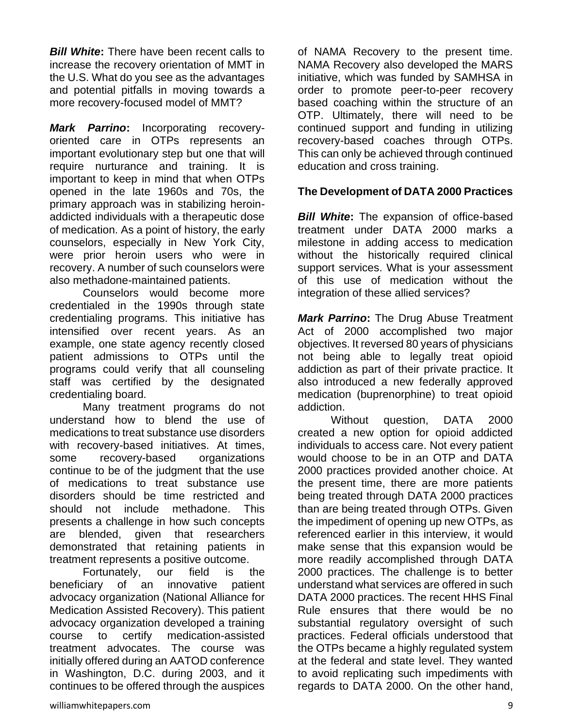***Bill White*:** There have been recent calls to increase the recovery orientation of MMT in the U.S. What do you see as the advantages and potential pitfalls in moving towards a more recovery-focused model of MMT?

***Mark Parrino*:** Incorporating recovery-oriented care in OTPs represents an important evolutionary step but one that will require nurturance and training. It is important to keep in mind that when OTPs opened in the late 1960s and 70s, the primary approach was in stabilizing heroin-addicted individuals with a therapeutic dose of medication. As a point of history, the early counselors, especially in New York City, were prior heroin users who were in recovery. A number of such counselors were also methadone-maintained patients.

Counselors would become more credentialed in the 1990s through state credentialing programs. This initiative has intensified over recent years. As an example, one state agency recently closed patient admissions to OTPs until the programs could verify that all counseling staff was certified by the designated credentialing board.

Many treatment programs do not understand how to blend the use of medications to treat substance use disorders with recovery-based initiatives. At times, some recovery-based organizations continue to be of the judgment that the use of medications to treat substance use disorders should be time restricted and should not include methadone. This presents a challenge in how such concepts are blended, given that researchers demonstrated that retaining patients in treatment represents a positive outcome.

Fortunately, our field is the beneficiary of an innovative patient advocacy organization (National Alliance for Medication Assisted Recovery). This patient advocacy organization developed a training course to certify medication-assisted treatment advocates. The course was initially offered during an AATOD conference in Washington, D.C. during 2003, and it continues to be offered through the auspices of NAMA Recovery to the present time. NAMA Recovery also developed the MARS initiative, which was funded by SAMHSA in order to promote peer-to-peer recovery based coaching within the structure of an OTP. Ultimately, there will need to be continued support and funding in utilizing recovery-based coaches through OTPs. This can only be achieved through continued education and cross training.

**The Development of DATA 2000 Practices**

***Bill White*:** The expansion of office-based treatment under DATA 2000 marks a milestone in adding access to medication without the historically required clinical support services. What is your assessment of this use of medication without the integration of these allied services?

***Mark Parrino*:** The Drug Abuse Treatment Act of 2000 accomplished two major objectives. It reversed 80 years of physicians not being able to legally treat opioid addiction as part of their private practice. It also introduced a new federally approved medication (buprenorphine) to treat opioid addiction.

Without question, DATA 2000 created a new option for opioid addicted individuals to access care. Not every patient would choose to be in an OTP and DATA 2000 practices provided another choice. At the present time, there are more patients being treated through DATA 2000 practices than are being treated through OTPs. Given the impediment of opening up new OTPs, as referenced earlier in this interview, it would make sense that this expansion would be more readily accomplished through DATA 2000 practices. The challenge is to better understand what services are offered in such DATA 2000 practices. The recent HHS Final Rule ensures that there would be no substantial regulatory oversight of such practices. Federal officials understood that the OTPs became a highly regulated system at the federal and state level. They wanted to avoid replicating such impediments with regards to DATA 2000. On the other hand,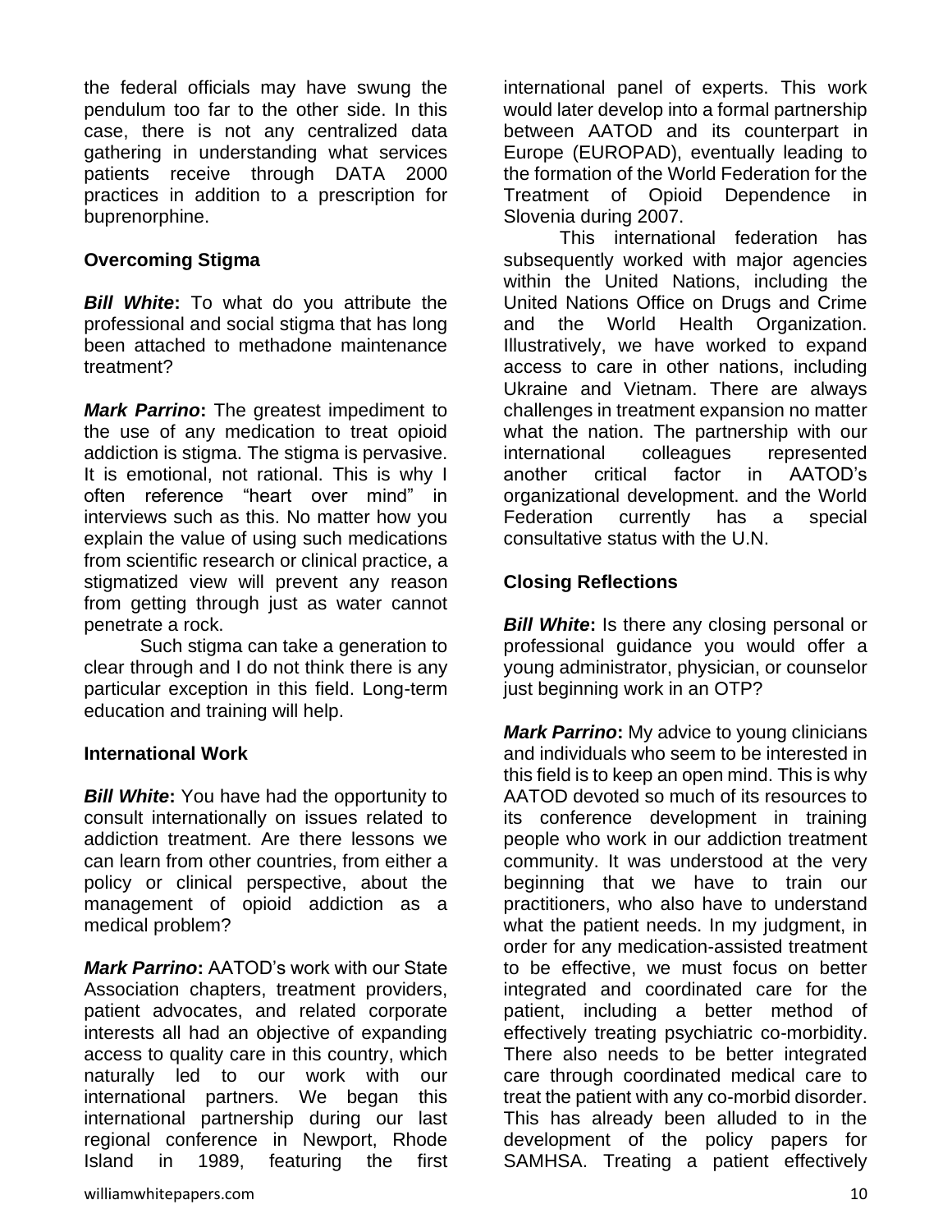the federal officials may have swung the pendulum too far to the other side. In this case, there is not any centralized data gathering in understanding what services patients receive through DATA 2000 practices in addition to a prescription for buprenorphine.

### Overcoming Stigma

***Bill White*:** To what do you attribute the professional and social stigma that has long been attached to methadone maintenance treatment?

***Mark Parrino*:** The greatest impediment to the use of any medication to treat opioid addiction is stigma. The stigma is pervasive. It is emotional, not rational. This is why I often reference "heart over mind" in interviews such as this. No matter how you explain the value of using such medications from scientific research or clinical practice, a stigmatized view will prevent any reason from getting through just as water cannot penetrate a rock.

Such stigma can take a generation to clear through and I do not think there is any particular exception in this field. Long-term education and training will help.

### International Work

***Bill White*:** You have had the opportunity to consult internationally on issues related to addiction treatment. Are there lessons we can learn from other countries, from either a policy or clinical perspective, about the management of opioid addiction as a medical problem?

***Mark Parrino*:** AATOD's work with our State Association chapters, treatment providers, patient advocates, and related corporate interests all had an objective of expanding access to quality care in this country, which naturally led to our work with our international partners. We began this international partnership during our last regional conference in Newport, Rhode Island in 1989, featuring the first international panel of experts. This work would later develop into a formal partnership between AATOD and its counterpart in Europe (EUROPAD), eventually leading to the formation of the World Federation for the Treatment of Opioid Dependence in Slovenia during 2007.

This international federation has subsequently worked with major agencies within the United Nations, including the United Nations Office on Drugs and Crime and the World Health Organization. Illustratively, we have worked to expand access to care in other nations, including Ukraine and Vietnam. There are always challenges in treatment expansion no matter what the nation. The partnership with our international colleagues represented another critical factor in AATOD's organizational development. and the World Federation currently has a special consultative status with the U.N.

### Closing Reflections

***Bill White*:** Is there any closing personal or professional guidance you would offer a young administrator, physician, or counselor just beginning work in an OTP?

***Mark Parrino*:** My advice to young clinicians and individuals who seem to be interested in this field is to keep an open mind. This is why AATOD devoted so much of its resources to its conference development in training people who work in our addiction treatment community. It was understood at the very beginning that we have to train our practitioners, who also have to understand what the patient needs. In my judgment, in order for any medication-assisted treatment to be effective, we must focus on better integrated and coordinated care for the patient, including a better method of effectively treating psychiatric co-morbidity. There also needs to be better integrated care through coordinated medical care to treat the patient with any co-morbid disorder. This has already been alluded to in the development of the policy papers for SAMHSA. Treating a patient effectively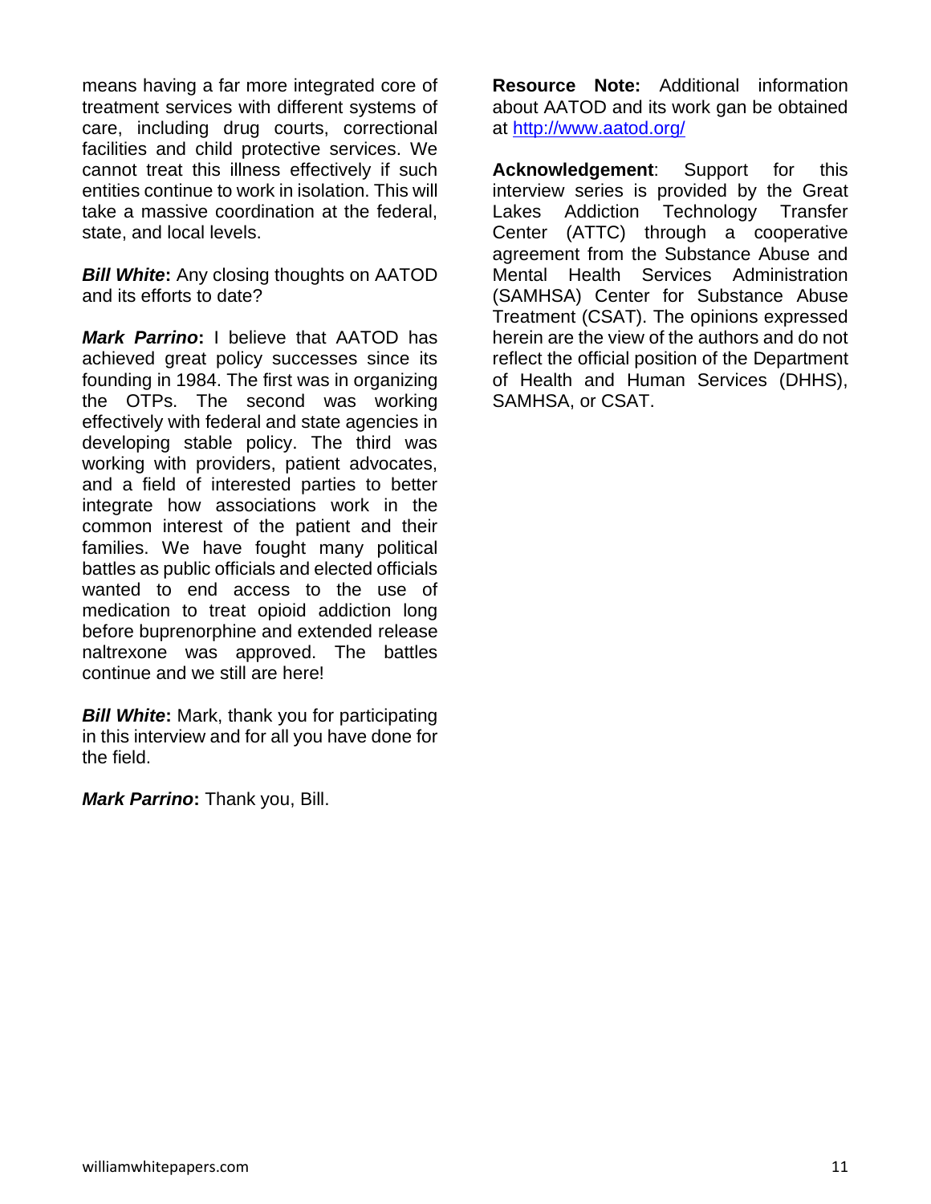means having a far more integrated core of treatment services with different systems of care, including drug courts, correctional facilities and child protective services. We cannot treat this illness effectively if such entities continue to work in isolation. This will take a massive coordination at the federal, state, and local levels.

***Bill White*:** Any closing thoughts on AATOD and its efforts to date?

***Mark Parrino*:** I believe that AATOD has achieved great policy successes since its founding in 1984. The first was in organizing the OTPs. The second was working effectively with federal and state agencies in developing stable policy. The third was working with providers, patient advocates, and a field of interested parties to better integrate how associations work in the common interest of the patient and their families. We have fought many political battles as public officials and elected officials wanted to end access to the use of medication to treat opioid addiction long before buprenorphine and extended release naltrexone was approved. The battles continue and we still are here!

***Bill White*:** Mark, thank you for participating in this interview and for all you have done for the field.

***Mark Parrino*:** Thank you, Bill.

**Resource Note:** Additional information about AATOD and its work gan be obtained at [http://www.aatod.org/](http://www.aatod.org/)

**Acknowledgement**: Support for this interview series is provided by the Great Lakes Addiction Technology Transfer Center (ATTC) through a cooperative agreement from the Substance Abuse and Mental Health Services Administration (SAMHSA) Center for Substance Abuse Treatment (CSAT). The opinions expressed herein are the view of the authors and do not reflect the official position of the Department of Health and Human Services (DHHS), SAMHSA, or CSAT.